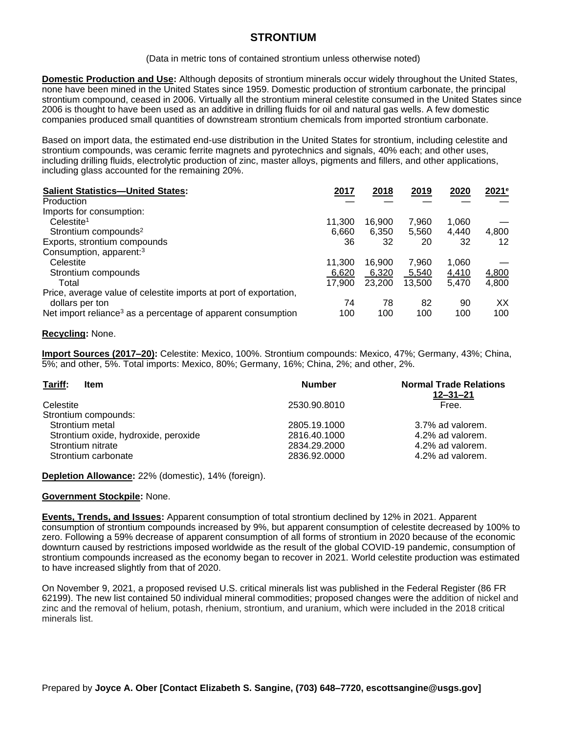# STRONTIUM

(Data in metric tons of contained strontium unless otherwise noted)

**Domestic Production and Use:** Although deposits of strontium minerals occur widely throughout the United States, none have been mined in the United States since 1959. Domestic production of strontium carbonate, the principal strontium compound, ceased in 2006. Virtually all the strontium mineral celestite consumed in the United States since 2006 is thought to have been used as an additive in drilling fluids for oil and natural gas wells. A few domestic companies produced small quantities of downstream strontium chemicals from imported strontium carbonate.

Based on import data, the estimated end-use distribution in the United States for strontium, including celestite and strontium compounds, was ceramic ferrite magnets and pyrotechnics and signals, 40% each; and other uses, including drilling fluids, electrolytic production of zinc, master alloys, pigments and fillers, and other applications, including glass accounted for the remaining 20%.

| Salient Statistics—United States: | 2017 | 2018 | 2019 | 2020 | 2021[e] |
|---|---|---|---|---|---|
| Production | — | — | — | — | — |
| Imports for consumption: | | | | | |
| Celestite[1] | 11,300 | 16,900 | 7,960 | 1,060 | — |
| Strontium compounds[2] | 6,660 | 6,350 | 5,560 | 4,440 | 4,800 |
| Exports, strontium compounds | 36 | 32 | 20 | 32 | 12 |
| Consumption, apparent:[3] | | | | | |
| Celestite | 11,300 | 16,900 | 7,960 | 1,060 | — |
| Strontium compounds | 6,620 | 6,320 | 5,540 | 4,410 | 4,800 |
| Total | 17,900 | 23,200 | 13,500 | 5,470 | 4,800 |
| Price, average value of celestite imports at port of exportation, dollars per ton | 74 | 78 | 82 | 90 | XX |
| Net import reliance[3] as a percentage of apparent consumption | 100 | 100 | 100 | 100 | 100 |

**Recycling:** None.

**Import Sources (2017–20):** Celestite: Mexico, 100%. Strontium compounds: Mexico, 47%; Germany, 43%; China, 5%; and other, 5%. Total imports: Mexico, 80%; Germany, 16%; China, 2%; and other, 2%.

| Tariff: Item | Number | Normal Trade Relations 12–31–21 |
|---|---|---|
| Celestite | 2530.90.8010 | Free. |
| Strontium compounds: | | |
| Strontium metal | 2805.19.1000 | 3.7% ad valorem. |
| Strontium oxide, hydroxide, peroxide | 2816.40.1000 | 4.2% ad valorem. |
| Strontium nitrate | 2834.29.2000 | 4.2% ad valorem. |
| Strontium carbonate | 2836.92.0000 | 4.2% ad valorem. |

**Depletion Allowance:** 22% (domestic), 14% (foreign).

**Government Stockpile:** None.

**Events, Trends, and Issues:** Apparent consumption of total strontium declined by 12% in 2021. Apparent consumption of strontium compounds increased by 9%, but apparent consumption of celestite decreased by 100% to zero. Following a 59% decrease of apparent consumption of all forms of strontium in 2020 because of the economic downturn caused by restrictions imposed worldwide as the result of the global COVID-19 pandemic, consumption of strontium compounds increased as the economy began to recover in 2021. World celestite production was estimated to have increased slightly from that of 2020.

On November 9, 2021, a proposed revised U.S. critical minerals list was published in the Federal Register (86 FR 62199). The new list contained 50 individual mineral commodities; proposed changes were the addition of nickel and zinc and the removal of helium, potash, rhenium, strontium, and uranium, which were included in the 2018 critical minerals list.

Prepared by **Joyce A. Ober [Contact Elizabeth S. Sangine, (703) 648–7720, escottsangine@usgs.gov]**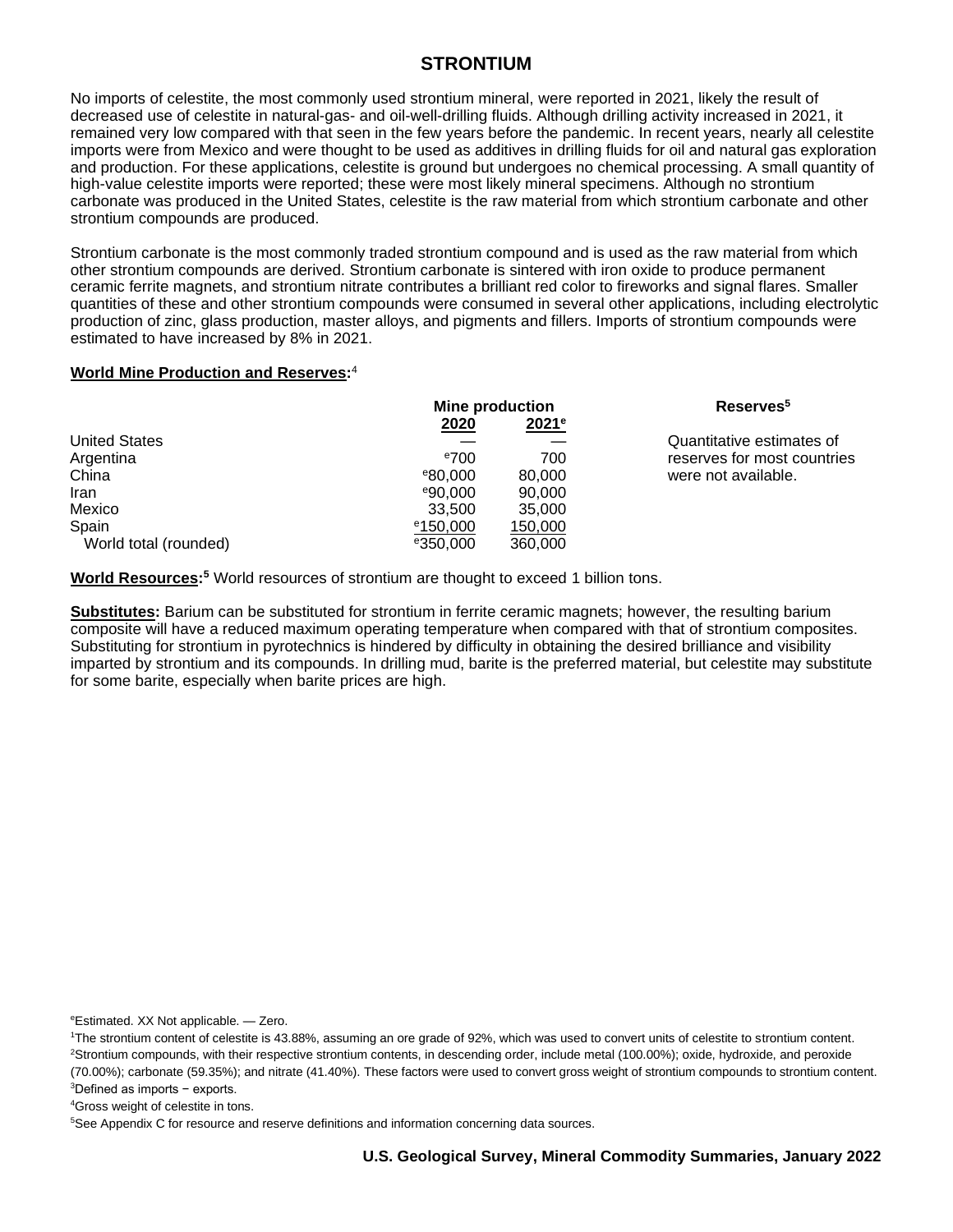# STRONTIUM

No imports of celestite, the most commonly used strontium mineral, were reported in 2021, likely the result of decreased use of celestite in natural-gas- and oil-well-drilling fluids. Although drilling activity increased in 2021, it remained very low compared with that seen in the few years before the pandemic. In recent years, nearly all celestite imports were from Mexico and were thought to be used as additives in drilling fluids for oil and natural gas exploration and production. For these applications, celestite is ground but undergoes no chemical processing. A small quantity of high-value celestite imports were reported; these were most likely mineral specimens. Although no strontium carbonate was produced in the United States, celestite is the raw material from which strontium carbonate and other strontium compounds are produced.

Strontium carbonate is the most commonly traded strontium compound and is used as the raw material from which other strontium compounds are derived. Strontium carbonate is sintered with iron oxide to produce permanent ceramic ferrite magnets, and strontium nitrate contributes a brilliant red color to fireworks and signal flares. Smaller quantities of these and other strontium compounds were consumed in several other applications, including electrolytic production of zinc, glass production, master alloys, and pigments and fillers. Imports of strontium compounds were estimated to have increased by 8% in 2021.

**World Mine Production and Reserves:**[4]

| | Mine production | | Reserves[5] |
|---|---|---|---|
| | 2020 | 2021[e] | |
| United States | — | — | Quantitative estimates of reserves for most countries were not available. |
| Argentina | [e]700 | 700 | |
| China | [e]80,000 | 80,000 | |
| Iran | [e]90,000 | 90,000 | |
| Mexico | 33,500 | 35,000 | |
| Spain | [e]150,000 | 150,000 | |
| World total (rounded) | [e]350,000 | 360,000 | |

**World Resources:**[5] World resources of strontium are thought to exceed 1 billion tons.

**Substitutes:** Barium can be substituted for strontium in ferrite ceramic magnets; however, the resulting barium composite will have a reduced maximum operating temperature when compared with that of strontium composites. Substituting for strontium in pyrotechnics is hindered by difficulty in obtaining the desired brilliance and visibility imparted by strontium and its compounds. In drilling mud, barite is the preferred material, but celestite may substitute for some barite, especially when barite prices are high.

[e]Estimated. XX Not applicable. — Zero.

[1]The strontium content of celestite is 43.88%, assuming an ore grade of 92%, which was used to convert units of celestite to strontium content.

[2]Strontium compounds, with their respective strontium contents, in descending order, include metal (100.00%); oxide, hydroxide, and peroxide (70.00%); carbonate (59.35%); and nitrate (41.40%). These factors were used to convert gross weight of strontium compounds to strontium content.

[3]Defined as imports − exports.

[4]Gross weight of celestite in tons.

[5]See Appendix C for resource and reserve definitions and information concerning data sources.

**U.S. Geological Survey, Mineral Commodity Summaries, January 2022**